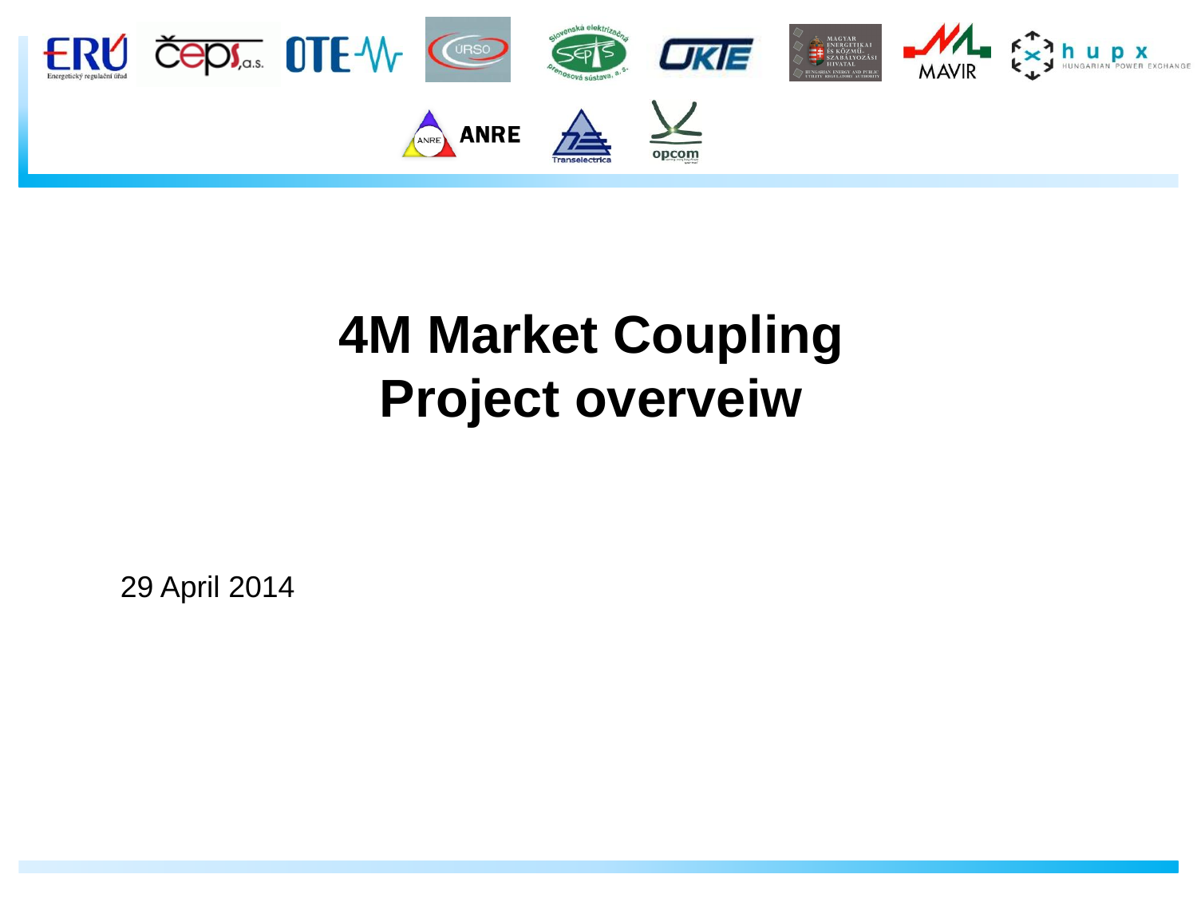# 4M Market Coupling
# Project overveiw

29 April 2014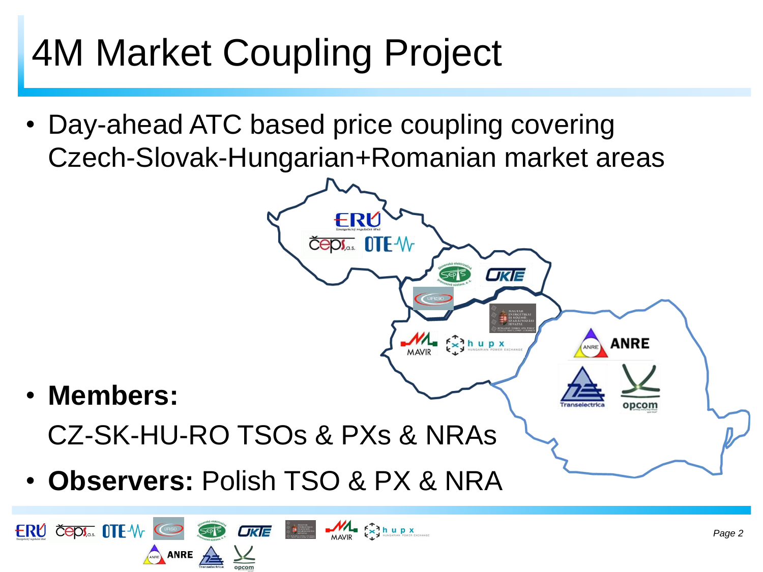# 4M Market Coupling Project

- Day-ahead ATC based price coupling covering Czech-Slovak-Hungarian+Romanian market areas

- **Members:**

  CZ-SK-HU-RO TSOs & PXs & NRAs

- **Observers:** Polish TSO & PX & NRA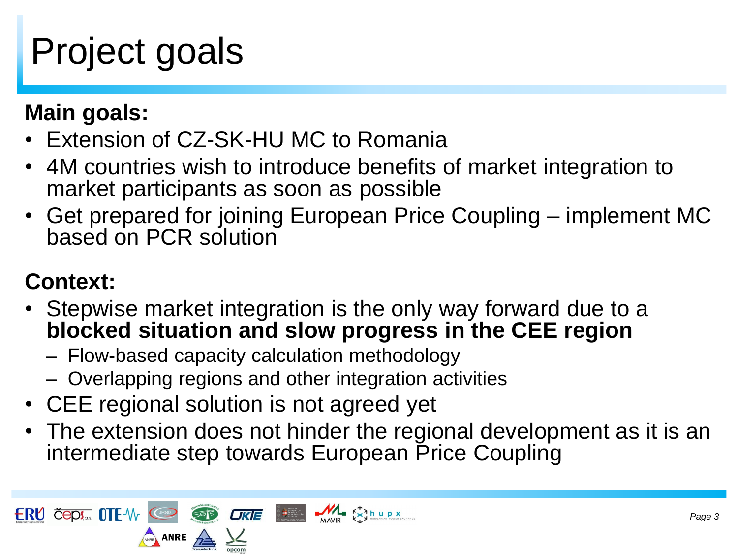# Project goals

**Main goals:**

- Extension of CZ-SK-HU MC to Romania
- 4M countries wish to introduce benefits of market integration to market participants as soon as possible
- Get prepared for joining European Price Coupling – implement MC based on PCR solution

**Context:**

- Stepwise market integration is the only way forward due to a **blocked situation and slow progress in the CEE region**
  - Flow-based capacity calculation methodology
  - Overlapping regions and other integration activities
- CEE regional solution is not agreed yet
- The extension does not hinder the regional development as it is an intermediate step towards European Price Coupling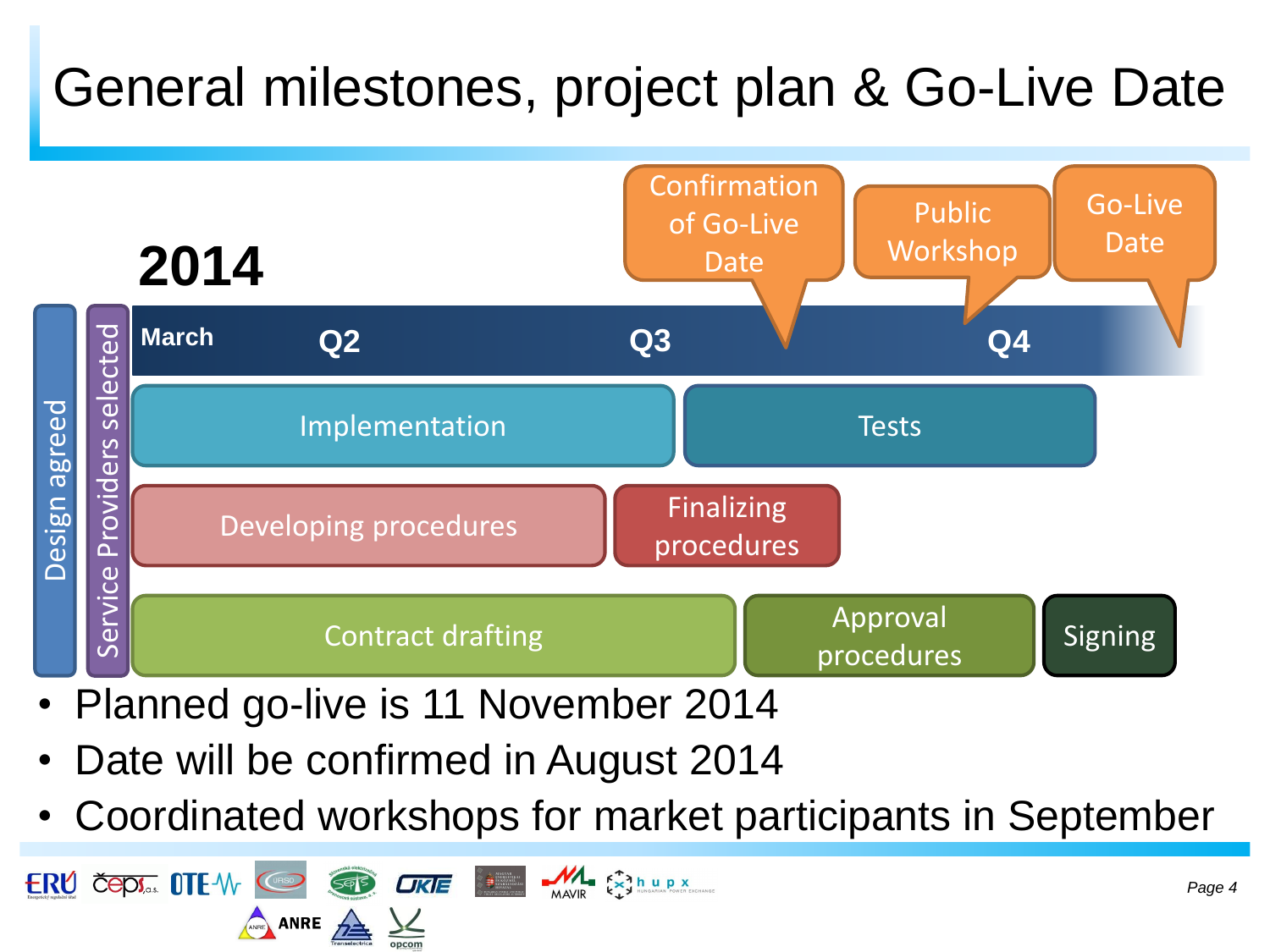# General milestones, project plan & Go-Live Date

**2014**

| | March | Q2 | Q3 | Q4 |
|---|---|---|---|---|

- Design agreed
- Service Providers selected
- Implementation → Tests
- Developing procedures → Finalizing procedures
- Contract drafting → Approval procedures → Signing
- Milestones: Confirmation of Go-Live Date; Public Workshop; Go-Live Date

- Planned go-live is 11 November 2014
- Date will be confirmed in August 2014
- Coordinated workshops for market participants in September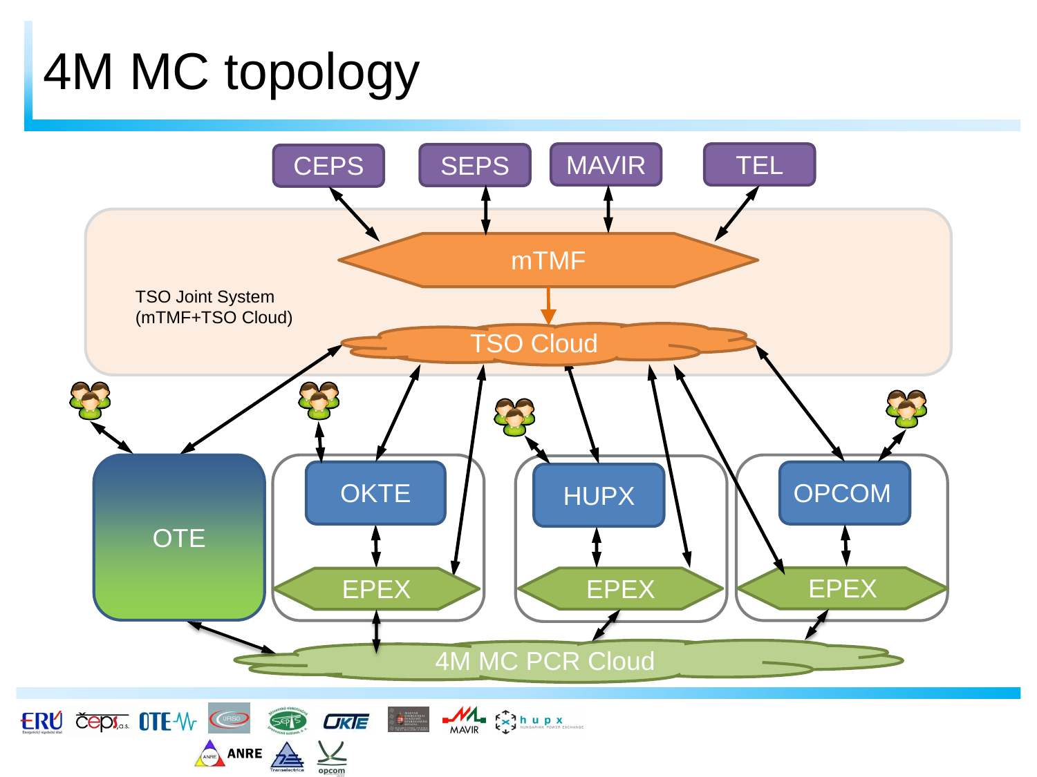# 4M MC topology

CEPS

SEPS

MAVIR

TEL

mTMF

TSO Joint System
(mTMF+TSO Cloud)

TSO Cloud

OTE

OKTE

HUPX

OPCOM

EPEX

EPEX

EPEX

4M MC PCR Cloud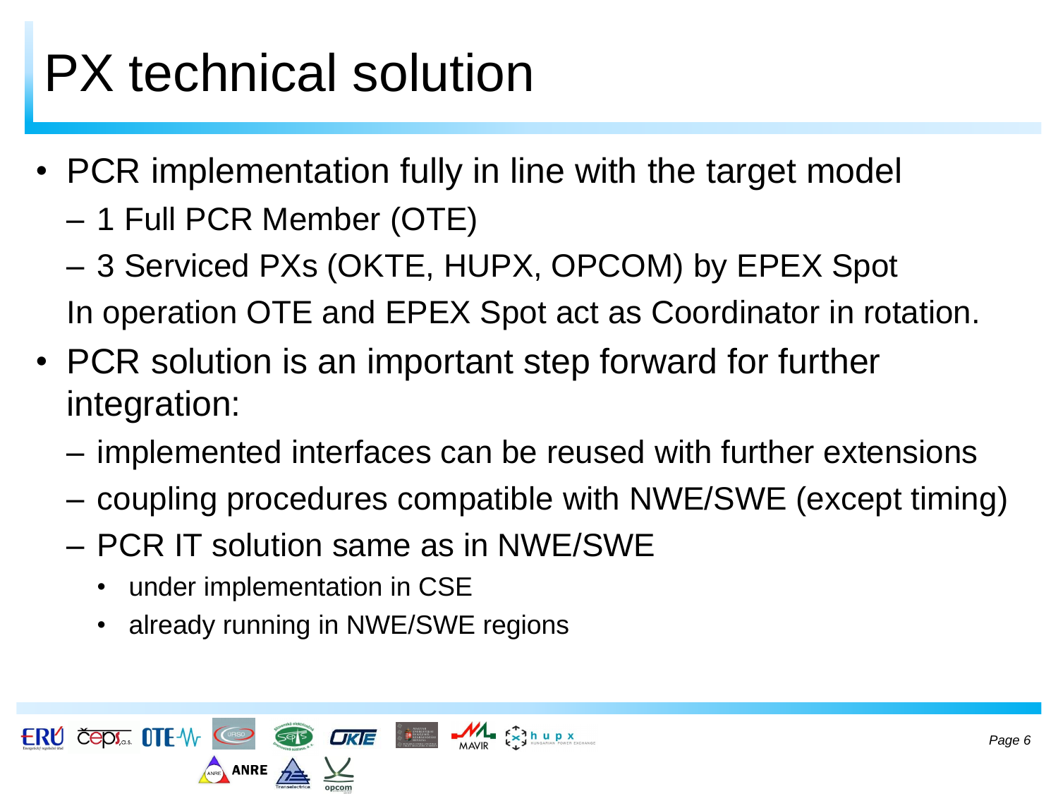# PX technical solution

- PCR implementation fully in line with the target model
  - 1 Full PCR Member (OTE)
  - 3 Serviced PXs (OKTE, HUPX, OPCOM) by EPEX Spot

  In operation OTE and EPEX Spot act as Coordinator in rotation.
- PCR solution is an important step forward for further integration:
  - implemented interfaces can be reused with further extensions
  - coupling procedures compatible with NWE/SWE (except timing)
  - PCR IT solution same as in NWE/SWE
    - under implementation in CSE
    - already running in NWE/SWE regions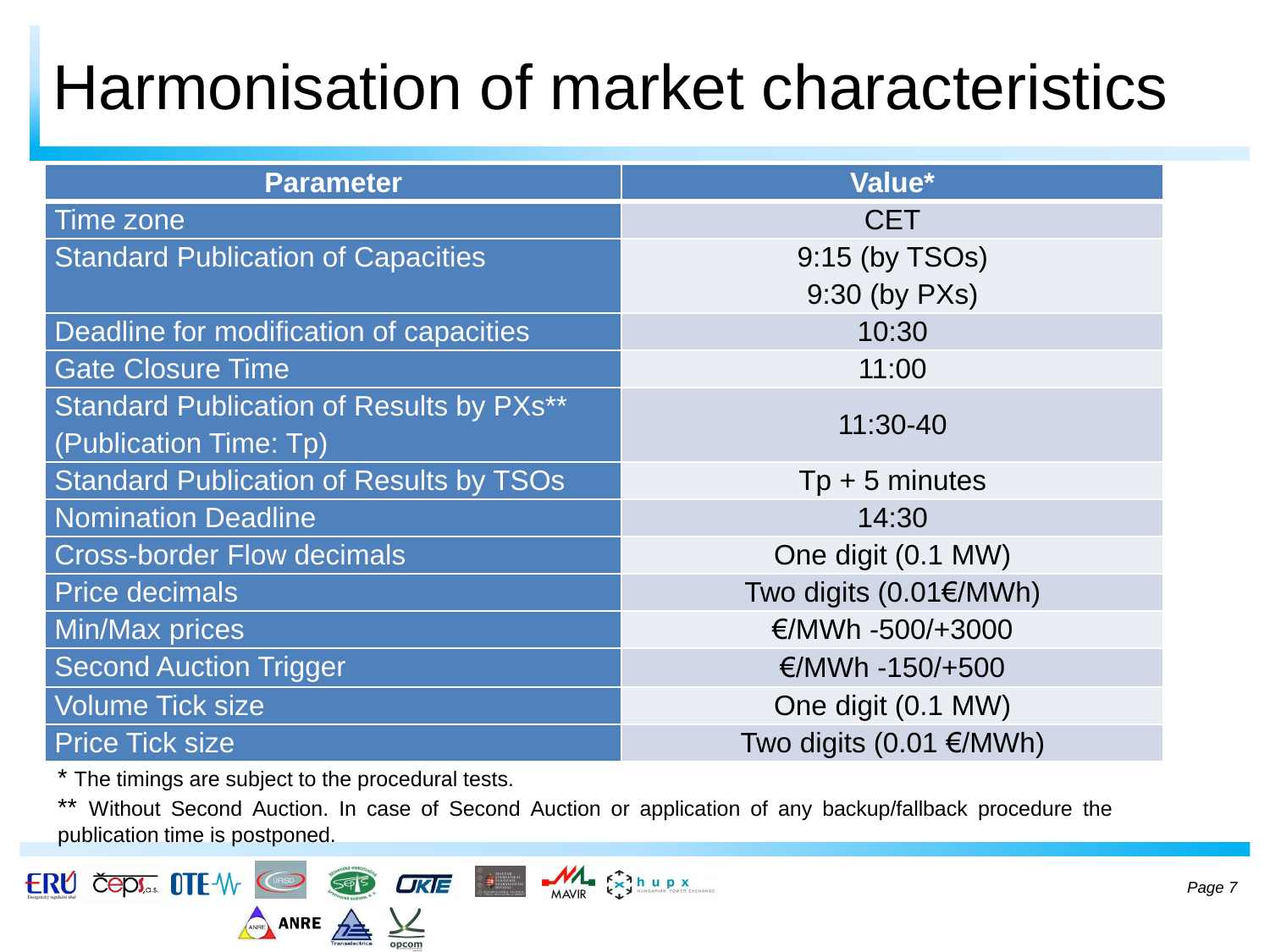# Harmonisation of market characteristics

| Parameter | Value* |
|---|---|
| Time zone | CET |
| Standard Publication of Capacities | 9:15 (by TSOs)<br>9:30 (by PXs) |
| Deadline for modification of capacities | 10:30 |
| Gate Closure Time | 11:00 |
| Standard Publication of Results by PXs** (Publication Time: Tp) | 11:30-40 |
| Standard Publication of Results by TSOs | Tp + 5 minutes |
| Nomination Deadline | 14:30 |
| Cross-border Flow decimals | One digit (0.1 MW) |
| Price decimals | Two digits (0.01€/MWh) |
| Min/Max prices | €/MWh -500/+3000 |
| Second Auction Trigger | €/MWh -150/+500 |
| Volume Tick size | One digit (0.1 MW) |
| Price Tick size | Two digits (0.01 €/MWh) |

* The timings are subject to the procedural tests.

** Without Second Auction. In case of Second Auction or application of any backup/fallback procedure the publication time is postponed.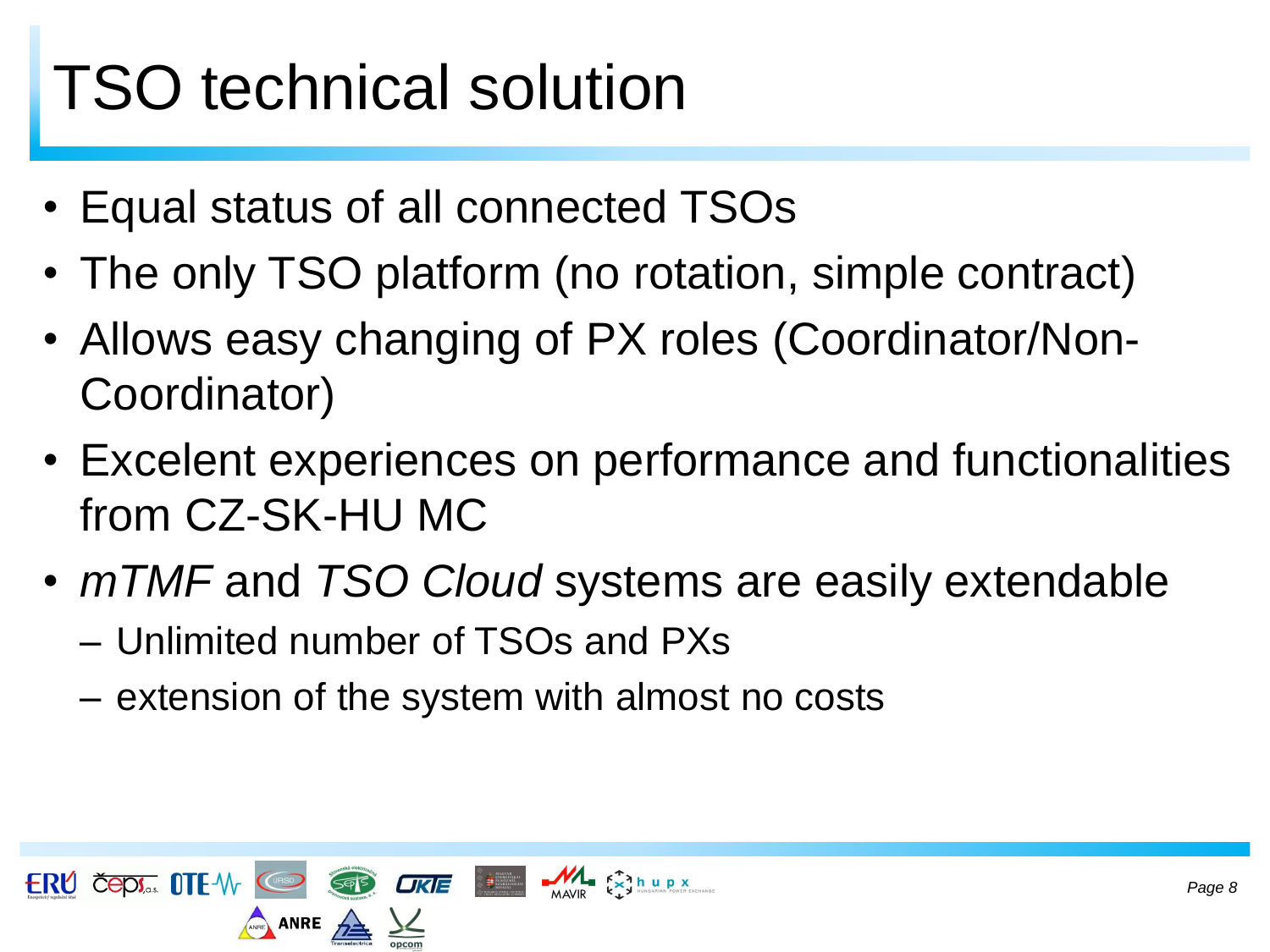# TSO technical solution

- Equal status of all connected TSOs
- The only TSO platform (no rotation, simple contract)
- Allows easy changing of PX roles (Coordinator/Non-Coordinator)
- Excelent experiences on performance and functionalities from CZ-SK-HU MC
- *mTMF* and *TSO Cloud* systems are easily extendable
  - Unlimited number of TSOs and PXs
  - extension of the system with almost no costs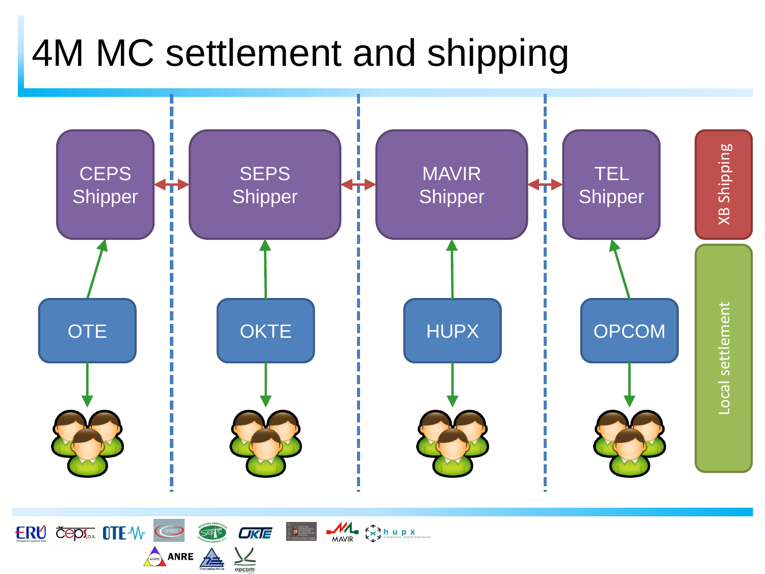# 4M MC settlement and shipping

CEPS Shipper ↔ SEPS Shipper ↔ MAVIR Shipper ↔ TEL Shipper

OTE → CEPS Shipper

OKTE → SEPS Shipper

HUPX → MAVIR Shipper

OPCOM → TEL Shipper

XB Shipping

Local settlement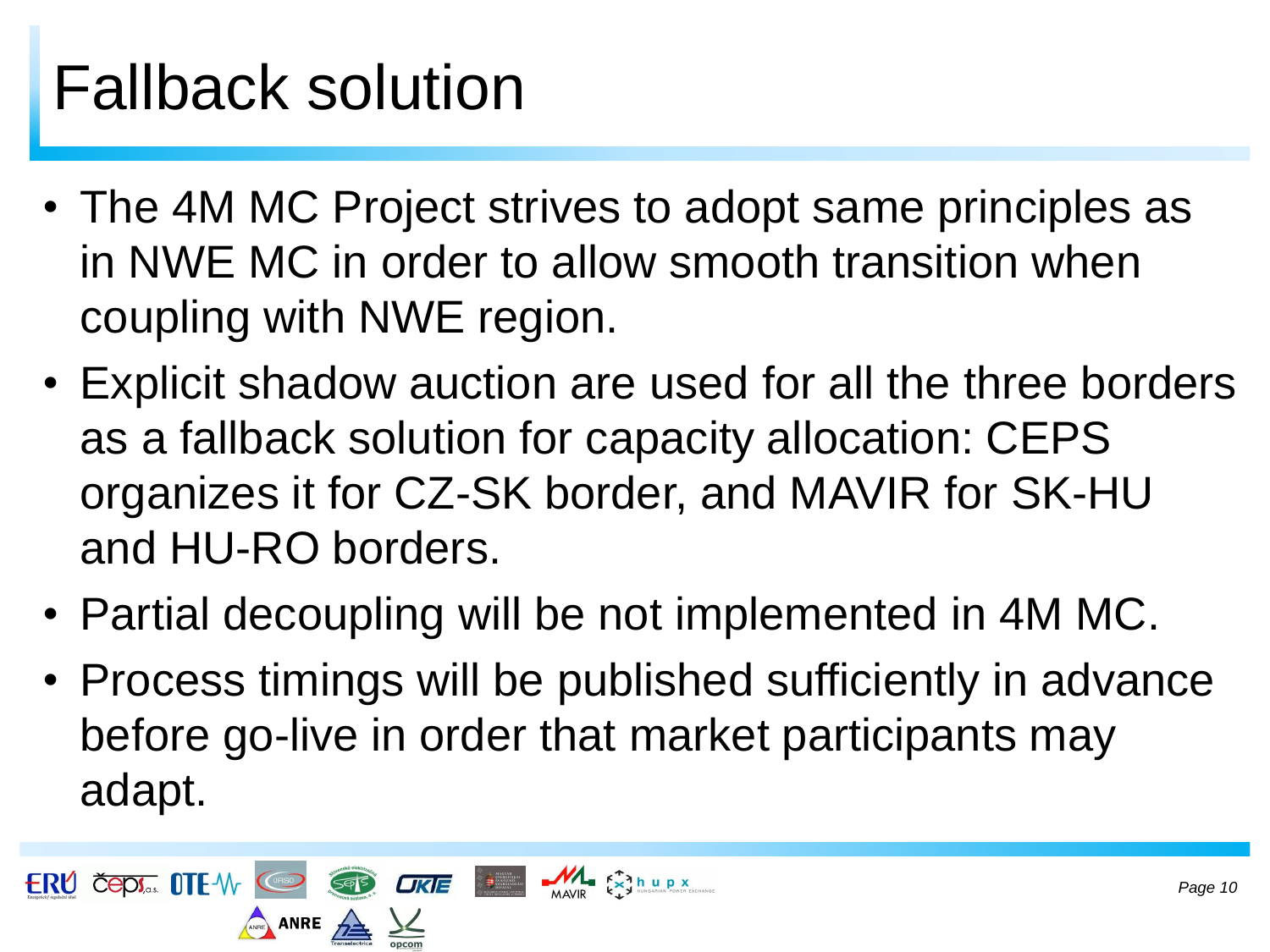# Fallback solution

- The 4M MC Project strives to adopt same principles as in NWE MC in order to allow smooth transition when coupling with NWE region.
- Explicit shadow auction are used for all the three borders as a fallback solution for capacity allocation: CEPS organizes it for CZ-SK border, and MAVIR for SK-HU and HU-RO borders.
- Partial decoupling will be not implemented in 4M MC.
- Process timings will be published sufficiently in advance before go-live in order that market participants may adapt.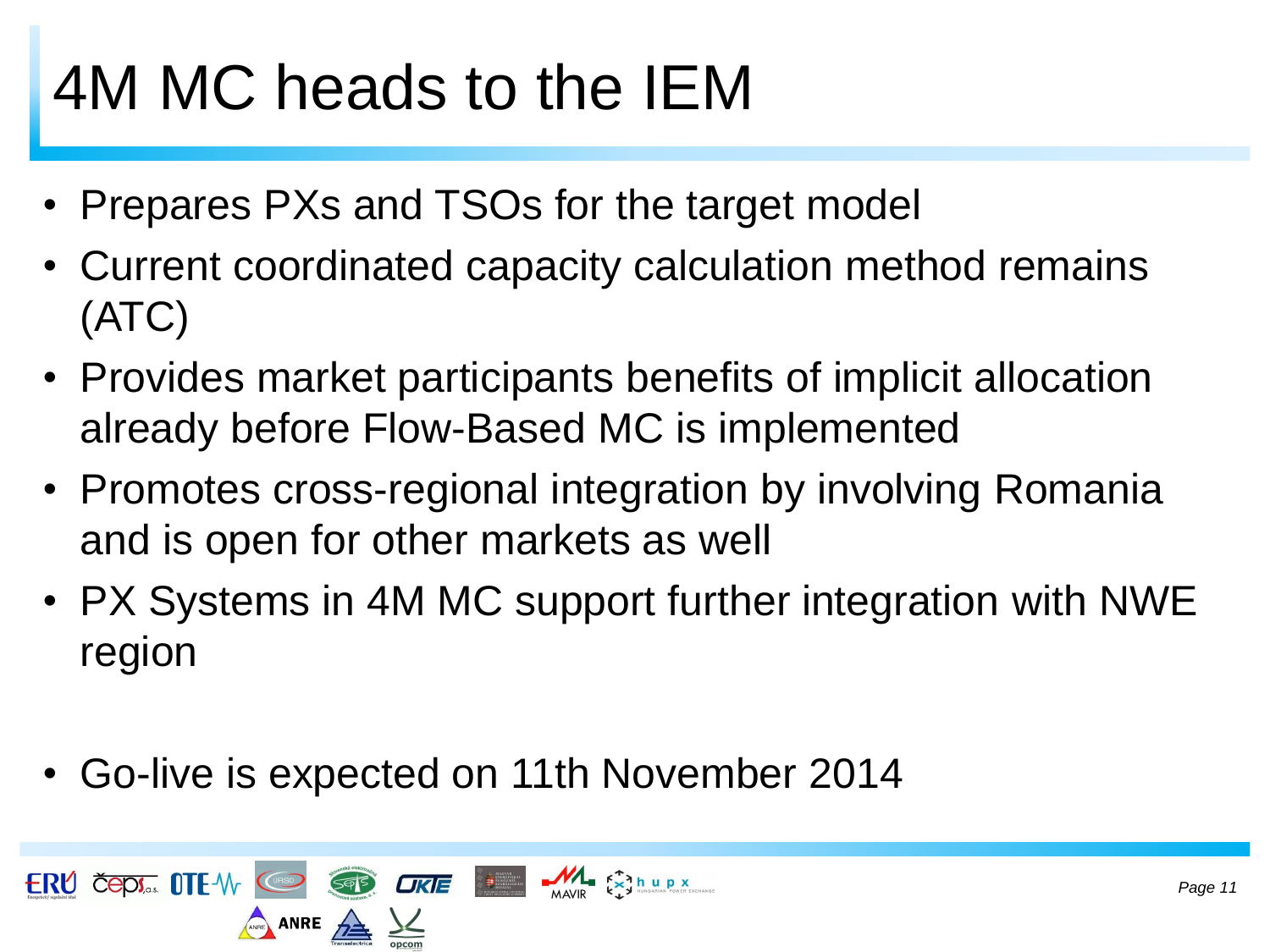# 4M MC heads to the IEM

- Prepares PXs and TSOs for the target model
- Current coordinated capacity calculation method remains (ATC)
- Provides market participants benefits of implicit allocation already before Flow-Based MC is implemented
- Promotes cross-regional integration by involving Romania and is open for other markets as well
- PX Systems in 4M MC support further integration with NWE region

- Go-live is expected on 11th November 2014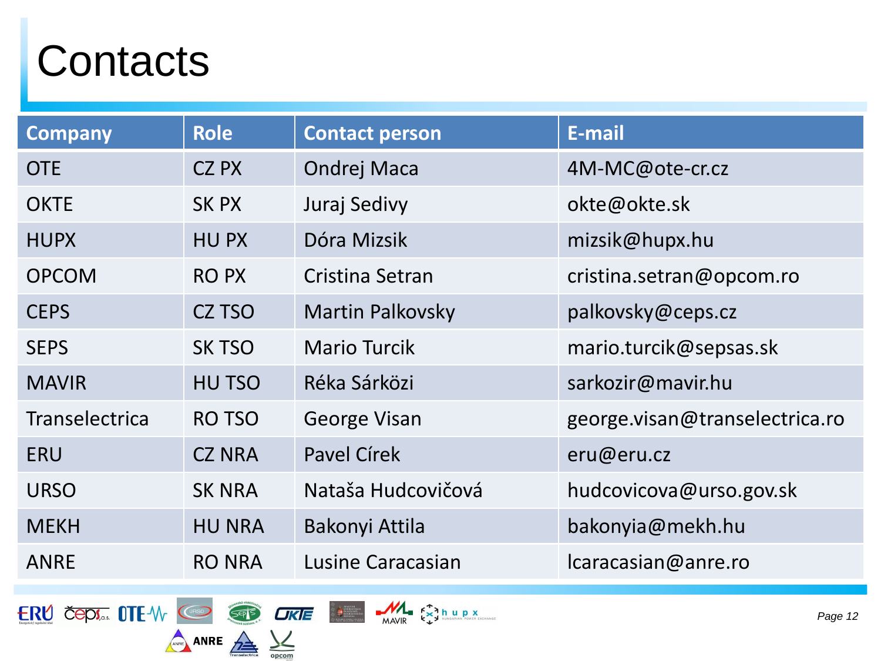# Contacts

| Company | Role | Contact person | E-mail |
| --- | --- | --- | --- |
| OTE | CZ PX | Ondrej Maca | 4M-MC@ote-cr.cz |
| OKTE | SK PX | Juraj Sedivy | okte@okte.sk |
| HUPX | HU PX | Dóra Mizsik | mizsik@hupx.hu |
| OPCOM | RO PX | Cristina Setran | cristina.setran@opcom.ro |
| CEPS | CZ TSO | Martin Palkovsky | palkovsky@ceps.cz |
| SEPS | SK TSO | Mario Turcik | mario.turcik@sepsas.sk |
| MAVIR | HU TSO | Réka Sárközi | sarkozir@mavir.hu |
| Transelectrica | RO TSO | George Visan | george.visan@transelectrica.ro |
| ERU | CZ NRA | Pavel Círek | eru@eru.cz |
| URSO | SK NRA | Nataša Hudcovičová | hudcovicova@urso.gov.sk |
| MEKH | HU NRA | Bakonyi Attila | bakonyia@mekh.hu |
| ANRE | RO NRA | Lusine Caracasian | lcaracasian@anre.ro |